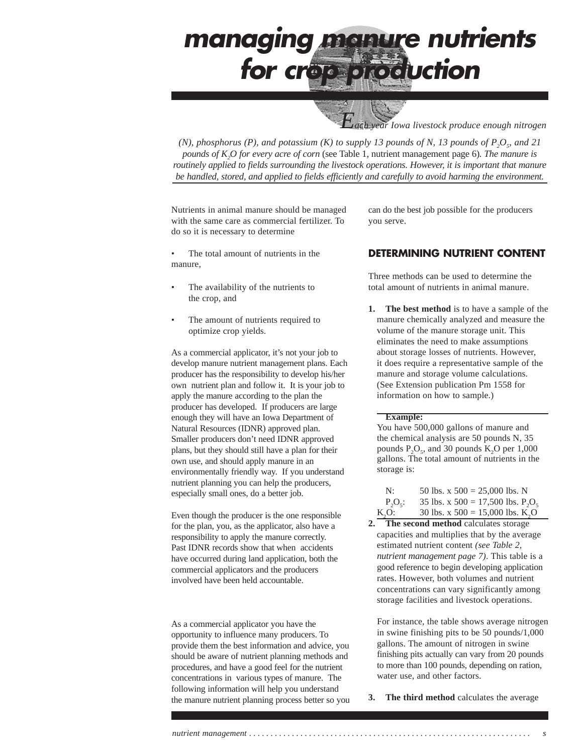# managing manure nutrients for crop production

*Each year Iowa livestock produce enough nitrogen (N), phosphorus (P), and potassium (K) to supply 13 pounds of N, 13 pounds of $P_2O_5$, and 21 pounds of $K_2O$ for every acre of corn* (see Table 1, nutrient management page 6)*. The manure is routinely applied to fields surrounding the livestock operations. However, it is important that manure be handled, stored, and applied to fields efficiently and carefully to avoid harming the environment.*

Nutrients in animal manure should be managed with the same care as commercial fertilizer. To do so it is necessary to determine

- The total amount of nutrients in the manure,
- The availability of the nutrients to the crop, and
- The amount of nutrients required to optimize crop yields.

As a commercial applicator, it's not your job to develop manure nutrient management plans. Each producer has the responsibility to develop his/her own nutrient plan and follow it. It is your job to apply the manure according to the plan the producer has developed. If producers are large enough they will have an Iowa Department of Natural Resources (IDNR) approved plan. Smaller producers don't need IDNR approved plans, but they should still have a plan for their own use, and should apply manure in an environmentally friendly way. If you understand nutrient planning you can help the producers, especially small ones, do a better job.

Even though the producer is the one responsible for the plan, you, as the applicator, also have a responsibility to apply the manure correctly. Past IDNR records show that when accidents have occurred during land application, both the commercial applicators and the producers involved have been held accountable.

As a commercial applicator you have the opportunity to influence many producers. To provide them the best information and advice, you should be aware of nutrient planning methods and procedures, and have a good feel for the nutrient concentrations in various types of manure. The following information will help you understand the manure nutrient planning process better so you can do the best job possible for the producers you serve.

## DETERMINING NUTRIENT CONTENT

Three methods can be used to determine the total amount of nutrients in animal manure.

1. **The best method** is to have a sample of the manure chemically analyzed and measure the volume of the manure storage unit. This eliminates the need to make assumptions about storage losses of nutrients. However, it does require a representative sample of the manure and storage volume calculations. (See Extension publication Pm 1558 for information on how to sample.)

   **Example:**
   You have 500,000 gallons of manure and the chemical analysis are 50 pounds N, 35 pounds $P_2O_5$, and 30 pounds $K_2O$ per 1,000 gallons. The total amount of nutrients in the storage is:

   N: 50 lbs. x 500 = 25,000 lbs. N
   $P_2O_5$: 35 lbs. x 500 = 17,500 lbs. $P_2O_5$
   $K_2O$: 30 lbs. x 500 = 15,000 lbs. $K_2O$

2. **The second method** calculates storage capacities and multiplies that by the average estimated nutrient content *(see Table 2, nutrient management page 7)*. This table is a good reference to begin developing application rates. However, both volumes and nutrient concentrations can vary significantly among storage facilities and livestock operations.

   For instance, the table shows average nitrogen in swine finishing pits to be 50 pounds/1,000 gallons. The amount of nitrogen in swine finishing pits actually can vary from 20 pounds to more than 100 pounds, depending on ration, water use, and other factors.

3. **The third method** calculates the average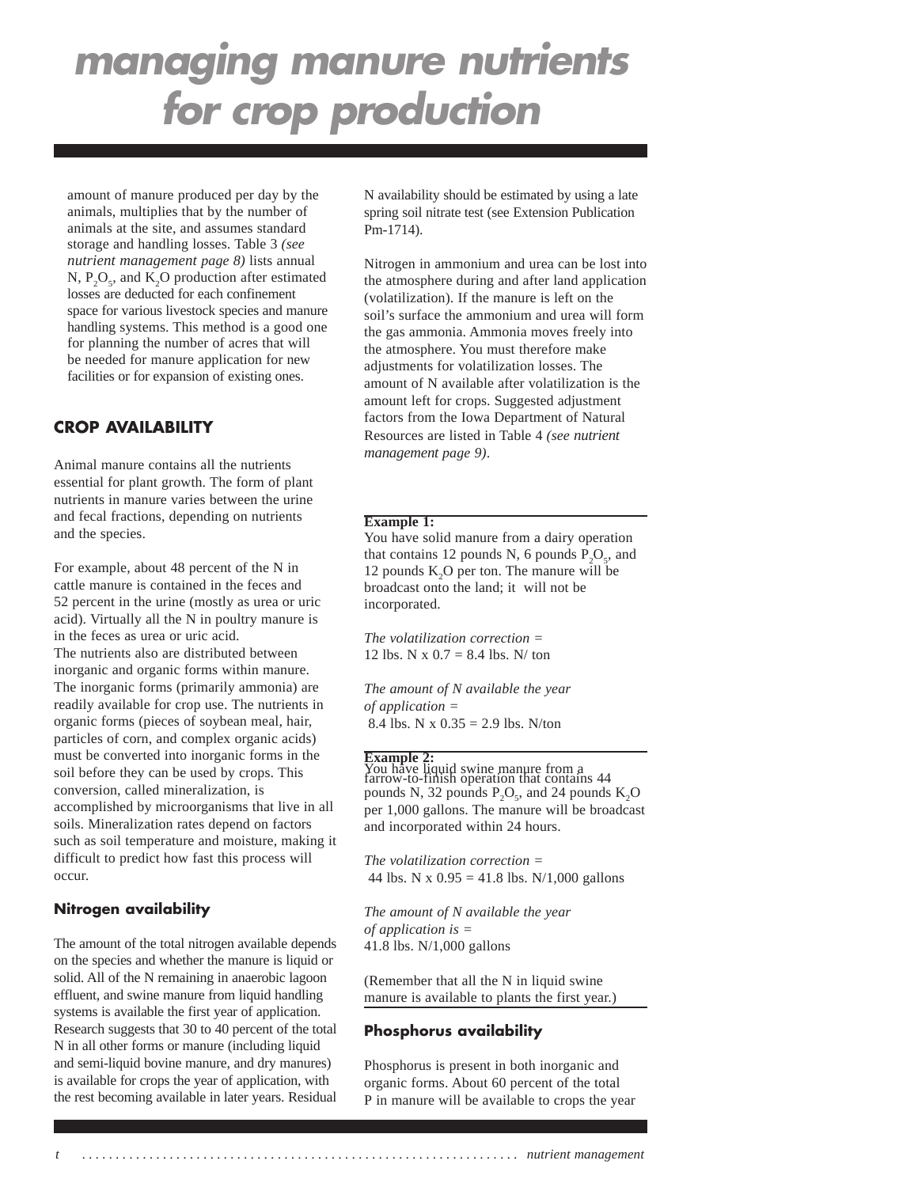# managing manure nutrients for crop production

amount of manure produced per day by the animals, multiplies that by the number of animals at the site, and assumes standard storage and handling losses. Table 3 *(see nutrient management page 8)* lists annual N, $P_2O_5$, and $K_2O$ production after estimated losses are deducted for each confinement space for various livestock species and manure handling systems. This method is a good one for planning the number of acres that will be needed for manure application for new facilities or for expansion of existing ones.

## CROP AVAILABILITY

Animal manure contains all the nutrients essential for plant growth. The form of plant nutrients in manure varies between the urine and fecal fractions, depending on nutrients and the species.

For example, about 48 percent of the N in cattle manure is contained in the feces and 52 percent in the urine (mostly as urea or uric acid). Virtually all the N in poultry manure is in the feces as urea or uric acid.
The nutrients also are distributed between inorganic and organic forms within manure. The inorganic forms (primarily ammonia) are readily available for crop use. The nutrients in organic forms (pieces of soybean meal, hair, particles of corn, and complex organic acids) must be converted into inorganic forms in the soil before they can be used by crops. This conversion, called mineralization, is accomplished by microorganisms that live in all soils. Mineralization rates depend on factors such as soil temperature and moisture, making it difficult to predict how fast this process will occur.

### Nitrogen availability

The amount of the total nitrogen available depends on the species and whether the manure is liquid or solid. All of the N remaining in anaerobic lagoon effluent, and swine manure from liquid handling systems is available the first year of application. Research suggests that 30 to 40 percent of the total N in all other forms or manure (including liquid and semi-liquid bovine manure, and dry manures) is available for crops the year of application, with the rest becoming available in later years. Residual N availability should be estimated by using a late spring soil nitrate test (see Extension Publication Pm-1714).

Nitrogen in ammonium and urea can be lost into the atmosphere during and after land application (volatilization). If the manure is left on the soil's surface the ammonium and urea will form the gas ammonia. Ammonia moves freely into the atmosphere. You must therefore make adjustments for volatilization losses. The amount of N available after volatilization is the amount left for crops. Suggested adjustment factors from the Iowa Department of Natural Resources are listed in Table 4 *(see nutrient management page 9)*.

**Example 1:**
You have solid manure from a dairy operation that contains 12 pounds N, 6 pounds $P_2O_5$, and 12 pounds $K_2O$ per ton. The manure will be broadcast onto the land; it will not be incorporated.

*The volatilization correction =*
12 lbs. N x 0.7 = 8.4 lbs. N/ ton

*The amount of N available the year of application =*
8.4 lbs. N x 0.35 = 2.9 lbs. N/ton

**Example 2:**
You have liquid swine manure from a farrow-to-finish operation that contains 44 pounds N, 32 pounds $P_2O_5$, and 24 pounds $K_2O$ per 1,000 gallons. The manure will be broadcast and incorporated within 24 hours.

*The volatilization correction =*
44 lbs. N x 0.95 = 41.8 lbs. N/1,000 gallons

*The amount of N available the year of application is =*
41.8 lbs. N/1,000 gallons

(Remember that all the N in liquid swine manure is available to plants the first year.)

### Phosphorus availability

Phosphorus is present in both inorganic and organic forms. About 60 percent of the total P in manure will be available to crops the year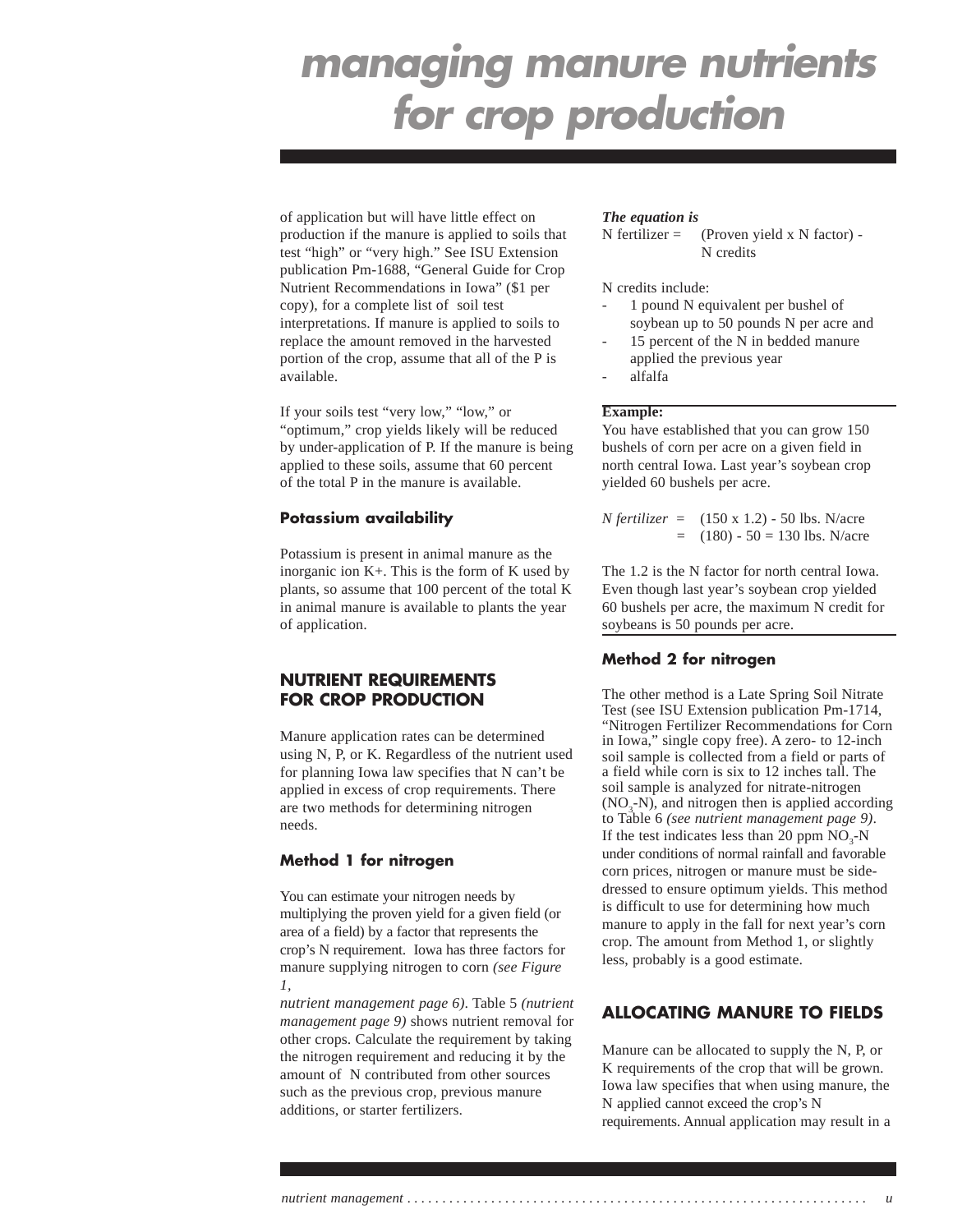of application but will have little effect on production if the manure is applied to soils that test "high" or "very high." See ISU Extension publication Pm-1688, "General Guide for Crop Nutrient Recommendations in Iowa" ($1 per copy), for a complete list of soil test interpretations. If manure is applied to soils to replace the amount removed in the harvested portion of the crop, assume that all of the P is available.

If your soils test "very low," "low," or "optimum," crop yields likely will be reduced by under-application of P. If the manure is being applied to these soils, assume that 60 percent of the total P in the manure is available.

#### Potassium availability

Potassium is present in animal manure as the inorganic ion K+. This is the form of K used by plants, so assume that 100 percent of the total K in animal manure is available to plants the year of application.

## NUTRIENT REQUIREMENTS FOR CROP PRODUCTION

Manure application rates can be determined using N, P, or K. Regardless of the nutrient used for planning Iowa law specifies that N can't be applied in excess of crop requirements. There are two methods for determining nitrogen needs.

#### Method 1 for nitrogen

You can estimate your nitrogen needs by multiplying the proven yield for a given field (or area of a field) by a factor that represents the crop's N requirement. Iowa has three factors for manure supplying nitrogen to corn *(see Figure 1, nutrient management page 6)*. Table 5 *(nutrient management page 9)* shows nutrient removal for other crops. Calculate the requirement by taking the nitrogen requirement and reducing it by the amount of N contributed from other sources such as the previous crop, previous manure additions, or starter fertilizers.

***The equation is***

N fertilizer = (Proven yield x N factor) - N credits

N credits include:

- 1 pound N equivalent per bushel of soybean up to 50 pounds N per acre and
- 15 percent of the N in bedded manure applied the previous year
- alfalfa

**Example:**

You have established that you can grow 150 bushels of corn per acre on a given field in north central Iowa. Last year's soybean crop yielded 60 bushels per acre.

*N fertilizer* = (150 x 1.2) - 50 lbs. N/acre
= (180) - 50 = 130 lbs. N/acre

The 1.2 is the N factor for north central Iowa. Even though last year's soybean crop yielded 60 bushels per acre, the maximum N credit for soybeans is 50 pounds per acre.

#### Method 2 for nitrogen

The other method is a Late Spring Soil Nitrate Test (see ISU Extension publication Pm-1714, "Nitrogen Fertilizer Recommendations for Corn in Iowa," single copy free). A zero- to 12-inch soil sample is collected from a field or parts of a field while corn is six to 12 inches tall. The soil sample is analyzed for nitrate-nitrogen ($NO_3$-N), and nitrogen then is applied according to Table 6 *(see nutrient management page 9)*. If the test indicates less than 20 ppm $NO_3$-N under conditions of normal rainfall and favorable corn prices, nitrogen or manure must be side-dressed to ensure optimum yields. This method is difficult to use for determining how much manure to apply in the fall for next year's corn crop. The amount from Method 1, or slightly less, probably is a good estimate.

## ALLOCATING MANURE TO FIELDS

Manure can be allocated to supply the N, P, or K requirements of the crop that will be grown. Iowa law specifies that when using manure, the N applied cannot exceed the crop's N requirements. Annual application may result in a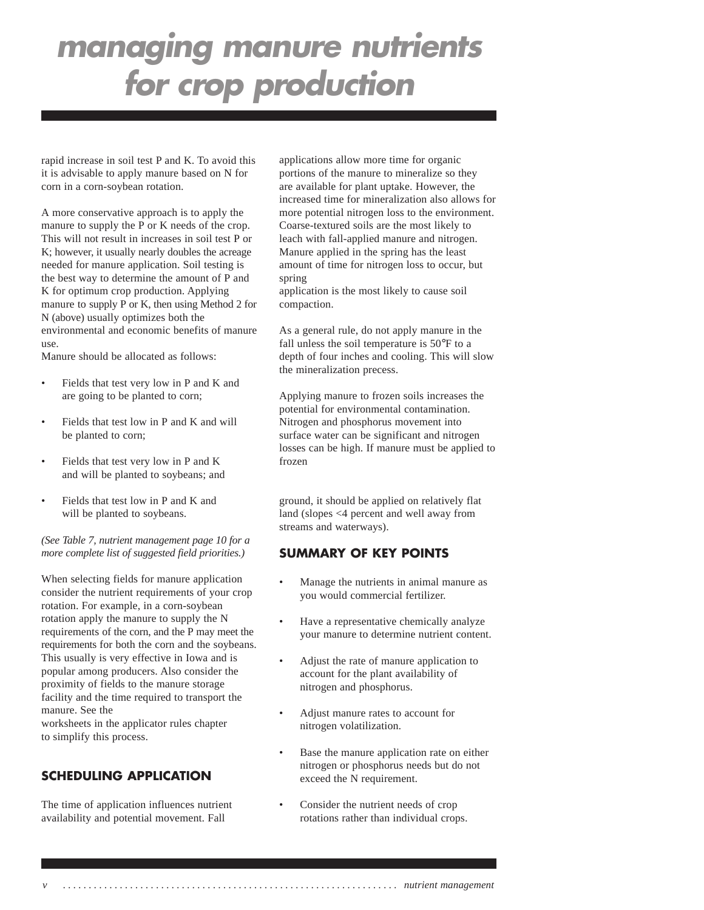# managing manure nutrients for crop production

rapid increase in soil test P and K. To avoid this it is advisable to apply manure based on N for corn in a corn-soybean rotation.

A more conservative approach is to apply the manure to supply the P or K needs of the crop. This will not result in increases in soil test P or K; however, it usually nearly doubles the acreage needed for manure application. Soil testing is the best way to determine the amount of P and K for optimum crop production. Applying manure to supply P or K, then using Method 2 for N (above) usually optimizes both the environmental and economic benefits of manure use.

Manure should be allocated as follows:

- Fields that test very low in P and K and are going to be planted to corn;
- Fields that test low in P and K and will be planted to corn;
- Fields that test very low in P and K and will be planted to soybeans; and
- Fields that test low in P and K and will be planted to soybeans.

*(See Table 7, nutrient management page 10 for a more complete list of suggested field priorities.)*

When selecting fields for manure application consider the nutrient requirements of your crop rotation. For example, in a corn-soybean rotation apply the manure to supply the N requirements of the corn, and the P may meet the requirements for both the corn and the soybeans. This usually is very effective in Iowa and is popular among producers. Also consider the proximity of fields to the manure storage facility and the time required to transport the manure. See the worksheets in the applicator rules chapter to simplify this process.

## SCHEDULING APPLICATION

The time of application influences nutrient availability and potential movement. Fall applications allow more time for organic portions of the manure to mineralize so they are available for plant uptake. However, the increased time for mineralization also allows for more potential nitrogen loss to the environment. Coarse-textured soils are the most likely to leach with fall-applied manure and nitrogen. Manure applied in the spring has the least amount of time for nitrogen loss to occur, but spring application is the most likely to cause soil compaction.

As a general rule, do not apply manure in the fall unless the soil temperature is 50°F to a depth of four inches and cooling. This will slow the mineralization precess.

Applying manure to frozen soils increases the potential for environmental contamination. Nitrogen and phosphorus movement into surface water can be significant and nitrogen losses can be high. If manure must be applied to frozen ground, it should be applied on relatively flat land (slopes <4 percent and well away from streams and waterways).

## SUMMARY OF KEY POINTS

- Manage the nutrients in animal manure as you would commercial fertilizer.
- Have a representative chemically analyze your manure to determine nutrient content.
- Adjust the rate of manure application to account for the plant availability of nitrogen and phosphorus.
- Adjust manure rates to account for nitrogen volatilization.
- Base the manure application rate on either nitrogen or phosphorus needs but do not exceed the N requirement.
- Consider the nutrient needs of crop rotations rather than individual crops.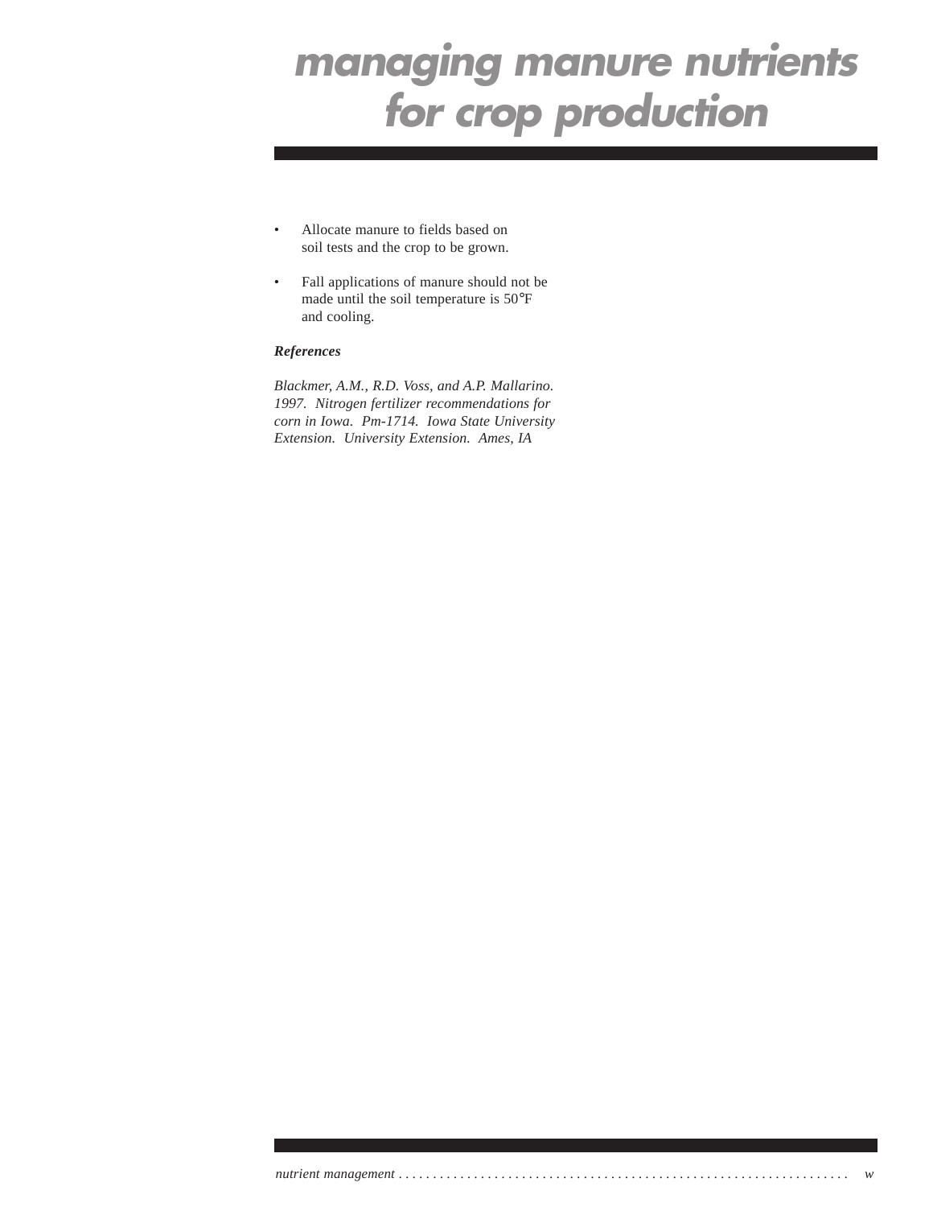- Allocate manure to fields based on soil tests and the crop to be grown.
- Fall applications of manure should not be made until the soil temperature is 50°F and cooling.

***References***

*Blackmer, A.M., R.D. Voss, and A.P. Mallarino. 1997. Nitrogen fertilizer recommendations for corn in Iowa. Pm-1714. Iowa State University Extension. University Extension. Ames, IA*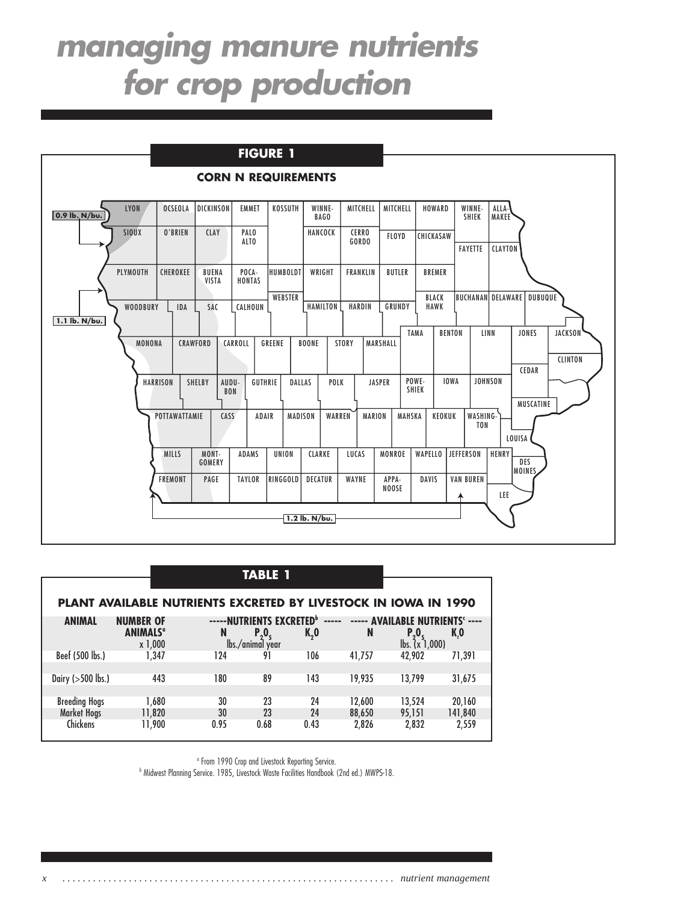# managing manure nutrients for crop production

## FIGURE 1

### CORN N REQUIREMENTS

0.9 lb. N/bu.

1.1 lb. N/bu.

1.2 lb. N/bu.

LYON, OCSEOLA, DICKINSON, EMMET, KOSSUTH, WINNEBAGO, MITCHELL, WORTH, HOWARD, WINNESHIEK, ALLAMAKEE, SIOUX, O'BRIEN, CLAY, PALO ALTO, HANCOCK, CERRO GORDO, FLOYD, CHICKASAW, FAYETTE, CLAYTON, PLYMOUTH, CHEROKEE, BUENA VISTA, POCAHONTAS, HUMBOLDT, WRIGHT, FRANKLIN, BUTLER, BREMER, WEBSTER, BLACK HAWK, BUCHANAN, DELAWARE, DUBUQUE, WOODBURY, IDA, SAC, CALHOUN, HAMILTON, HARDIN, GRUNDY, TAMA, BENTON, LINN, JONES, JACKSON, MONONA, CRAWFORD, CARROLL, GREENE, BOONE, STORY, MARSHALL, CLINTON, CEDAR, HARRISON, SHELBY, AUDUBON, GUTHRIE, DALLAS, POLK, JASPER, POWESHIEK, IOWA, JOHNSON, MUSCATINE, POTTAWATTAMIE, CASS, ADAIR, MADISON, WARREN, MARION, MAHSKA, KEOKUK, WASHINGTON, LOUISA, MILLS, MONTGOMERY, ADAMS, UNION, CLARKE, LUCAS, MONROE, WAPELLO, JEFFERSON, HENRY, DES MOINES, FREMONT, PAGE, TAYLOR, RINGGOLD, DECATUR, WAYNE, APPANOOSE, DAVIS, VAN BUREN, LEE

## TABLE 1

### PLANT AVAILABLE NUTRIENTS EXCRETED BY LIVESTOCK IN IOWA IN 1990

| ANIMAL | NUMBER OF ANIMALS[a] x 1,000 | NUTRIENTS EXCRETED[b] | | | AVAILABLE NUTRIENTS[c] | | |
|---|---|---|---|---|---|---|---|
| | | N | $P_2O_5$ | $K_2O$ | N | $P_2O_5$ | $K_2O$ |
| | | lbs./animal year | | | lbs. (x 1,000) | | |
| Beef (500 lbs.) | 1,347 | 124 | 91 | 106 | 41,757 | 42,902 | 71,391 |
| Dairy (>500 lbs.) | 443 | 180 | 89 | 143 | 19,935 | 13,799 | 31,675 |
| Breeding Hogs | 1,680 | 30 | 23 | 24 | 12,600 | 13,524 | 20,160 |
| Market Hogs | 11,820 | 30 | 23 | 24 | 88,650 | 95,151 | 141,840 |
| Chickens | 11,900 | 0.95 | 0.68 | 0.43 | 2,826 | 2,832 | 2,559 |

[a] From 1990 Crop and Livestock Reporting Service.

[b] Midwest Planning Service. 1985, Livestock Waste Facilities Handbook (2nd ed.) MWPS-18.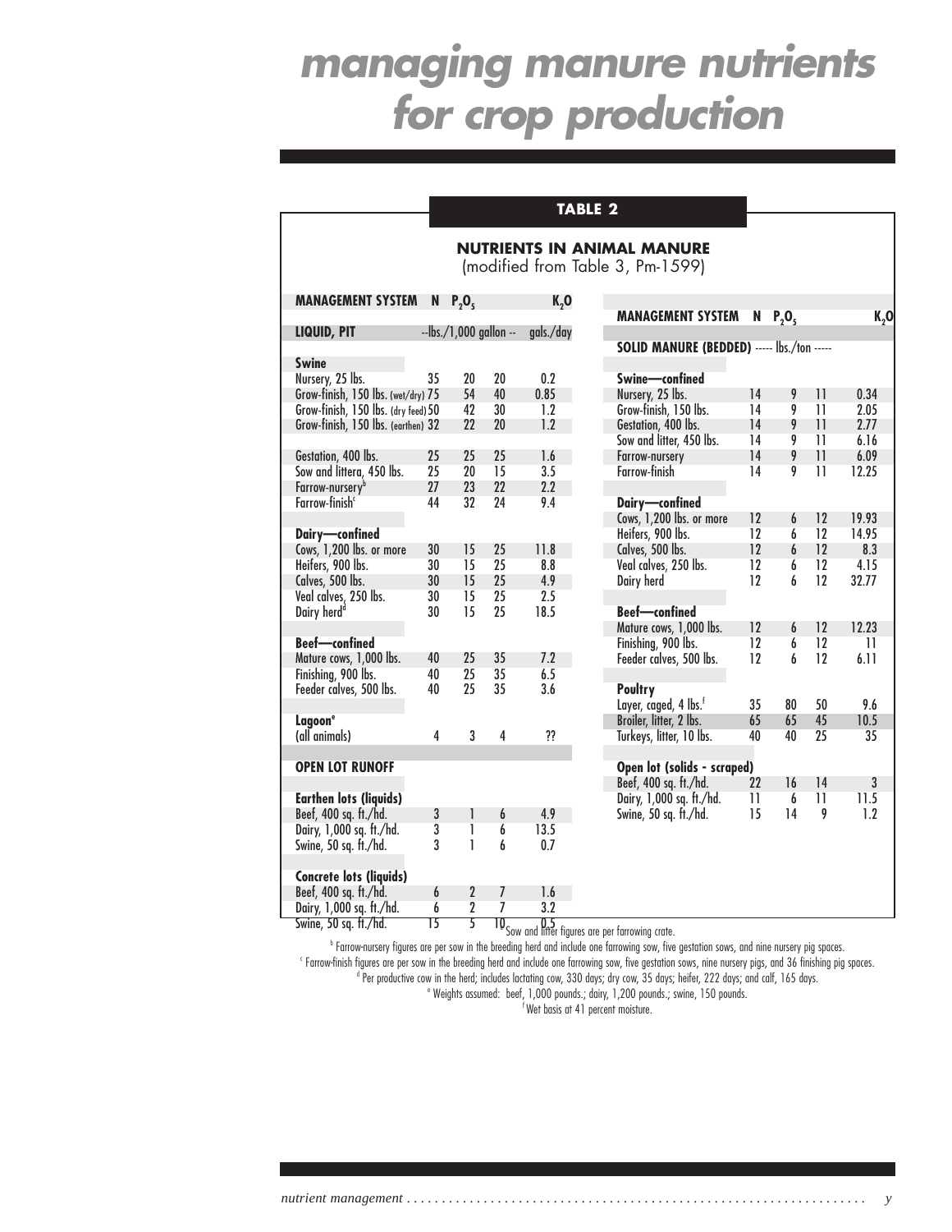# managing manure nutrients for crop production

**TABLE 2**

**NUTRIENTS IN ANIMAL MANURE**
(modified from Table 3, Pm-1599)

| MANAGEMENT SYSTEM | N | $P_2O_5$ | $K_2O$ | |
|---|---|---|---|---|
| **LIQUID, PIT** | --lbs./1,000 gallon -- | | | gals./day |
| **Swine** | | | | |
| Nursery, 25 lbs. | 35 | 20 | 20 | 0.2 |
| Grow-finish, 150 lbs. (wet/dry) | 75 | 54 | 40 | 0.85 |
| Grow-finish, 150 lbs. (dry feed) | 50 | 42 | 30 | 1.2 |
| Grow-finish, 150 lbs. (earthen) | 32 | 22 | 20 | 1.2 |
| Gestation, 400 lbs. | 25 | 25 | 25 | 1.6 |
| Sow and litter[a], 450 lbs. | 25 | 20 | 15 | 3.5 |
| Farrow-nursery[b] | 27 | 23 | 22 | 2.2 |
| Farrow-finish[c] | 44 | 32 | 24 | 9.4 |
| **Dairy—confined** | | | | |
| Cows, 1,200 lbs. or more | 30 | 15 | 25 | 11.8 |
| Heifers, 900 lbs. | 30 | 15 | 25 | 8.8 |
| Calves, 500 lbs. | 30 | 15 | 25 | 4.9 |
| Veal calves, 250 lbs. | 30 | 15 | 25 | 2.5 |
| Dairy herd[d] | 30 | 15 | 25 | 18.5 |
| **Beef—confined** | | | | |
| Mature cows, 1,000 lbs. | 40 | 25 | 35 | 7.2 |
| Finishing, 900 lbs. | 40 | 25 | 35 | 6.5 |
| Feeder calves, 500 lbs. | 40 | 25 | 35 | 3.6 |
| **Lagoon[e]** | | | | |
| (all animals) | 4 | 3 | 4 | ?? |
| **OPEN LOT RUNOFF** | | | | |
| **Earthen lots (liquids)** | | | | |
| Beef, 400 sq. ft./hd. | 3 | 1 | 6 | 4.9 |
| Dairy, 1,000 sq. ft./hd. | 3 | 1 | 6 | 13.5 |
| Swine, 50 sq. ft./hd. | 3 | 1 | 6 | 0.7 |
| **Concrete lots (liquids)** | | | | |
| Beef, 400 sq. ft./hd. | 6 | 2 | 7 | 1.6 |
| Dairy, 1,000 sq. ft./hd. | 6 | 2 | 7 | 3.2 |
| Swine, 50 sq. ft./hd. | 15 | 5 | 10 | 0.5 |

| MANAGEMENT SYSTEM | N | $P_2O_5$ | $K_2O$ | |
|---|---|---|---|---|
| **SOLID MANURE (BEDDED)** | ----- lbs./ton ----- | | | |
| **Swine—confined** | | | | |
| Nursery, 25 lbs. | 14 | 9 | 11 | 0.34 |
| Grow-finish, 150 lbs. | 14 | 9 | 11 | 2.05 |
| Gestation, 400 lbs. | 14 | 9 | 11 | 2.77 |
| Sow and litter, 450 lbs. | 14 | 9 | 11 | 6.16 |
| Farrow-nursery | 14 | 9 | 11 | 6.09 |
| Farrow-finish | 14 | 9 | 11 | 12.25 |
| **Dairy—confined** | | | | |
| Cows, 1,200 lbs. or more | 12 | 6 | 12 | 19.93 |
| Heifers, 900 lbs. | 12 | 6 | 12 | 14.95 |
| Calves, 500 lbs. | 12 | 6 | 12 | 8.3 |
| Veal calves, 250 lbs. | 12 | 6 | 12 | 4.15 |
| Dairy herd | 12 | 6 | 12 | 32.77 |
| **Beef—confined** | | | | |
| Mature cows, 1,000 lbs. | 12 | 6 | 12 | 12.23 |
| Finishing, 900 lbs. | 12 | 6 | 12 | 11 |
| Feeder calves, 500 lbs. | 12 | 6 | 12 | 6.11 |
| **Poultry** | | | | |
| Layer, caged, 4 lbs.[f] | 35 | 80 | 50 | 9.6 |
| Broiler, litter, 2 lbs. | 65 | 65 | 45 | 10.5 |
| Turkeys, litter, 10 lbs. | 40 | 40 | 25 | 35 |
| **Open lot (solids - scraped)** | | | | |
| Beef, 400 sq. ft./hd. | 22 | 16 | 14 | 3 |
| Dairy, 1,000 sq. ft./hd. | 11 | 6 | 11 | 11.5 |
| Swine, 50 sq. ft./hd. | 15 | 14 | 9 | 1.2 |

[a] Sow and litter figures are per farrowing crate.

[b] Farrow-nursery figures are per sow in the breeding herd and include one farrowing sow, five gestation sows, and nine nursery pig spaces.

[c] Farrow-finish figures are per sow in the breeding herd and include one farrowing sow, five gestation sows, nine nursery pigs, and 36 finishing pig spaces.

[d] Per productive cow in the herd; includes lactating cow, 330 days; dry cow, 35 days; heifer, 222 days; and calf, 165 days.

[e] Weights assumed: beef, 1,000 pounds.; dairy, 1,200 pounds.; swine, 150 pounds.

[f] Wet basis at 41 percent moisture.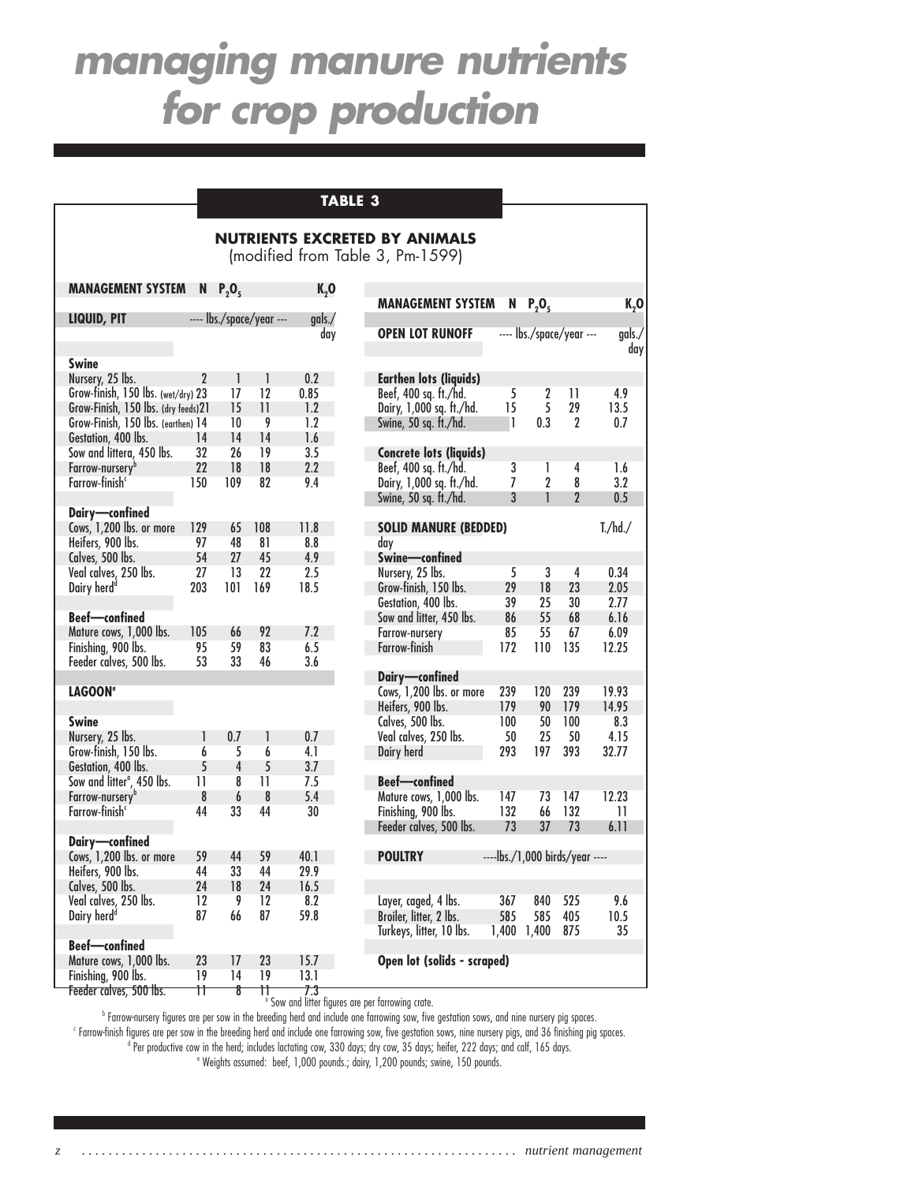# managing manure nutrients for crop production

## TABLE 3

**NUTRIENTS EXCRETED BY ANIMALS**
(modified from Table 3, Pm-1599)

| MANAGEMENT SYSTEM | N | $P_2O_5$ | $K_2O$ | |
|---|---|---|---|---|
| **LIQUID, PIT** | ---- lbs./space/year --- | | | gals./day |
| **Swine** | | | | |
| Nursery, 25 lbs. | 2 | 1 | 1 | 0.2 |
| Grow-finish, 150 lbs. (wet/dry) | 23 | 17 | 12 | 0.85 |
| Grow-Finish, 150 lbs. (dry feeds) | 21 | 15 | 11 | 1.2 |
| Grow-Finish, 150 lbs. (earthen) | 14 | 10 | 9 | 1.2 |
| Gestation, 400 lbs. | 14 | 14 | 14 | 1.6 |
| Sow and littera, 450 lbs. | 32 | 26 | 19 | 3.5 |
| Farrow-nursery[b] | 22 | 18 | 18 | 2.2 |
| Farrow-finish[c] | 150 | 109 | 82 | 9.4 |
| **Dairy—confined** | | | | |
| Cows, 1,200 lbs. or more | 129 | 65 | 108 | 11.8 |
| Heifers, 900 lbs. | 97 | 48 | 81 | 8.8 |
| Calves, 500 lbs. | 54 | 27 | 45 | 4.9 |
| Veal calves, 250 lbs. | 27 | 13 | 22 | 2.5 |
| Dairy herd[d] | 203 | 101 | 169 | 18.5 |
| **Beef—confined** | | | | |
| Mature cows, 1,000 lbs. | 105 | 66 | 92 | 7.2 |
| Finishing, 900 lbs. | 95 | 59 | 83 | 6.5 |
| Feeder calves, 500 lbs. | 53 | 33 | 46 | 3.6 |
| **LAGOON[e]** | | | | |
| **Swine** | | | | |
| Nursery, 25 lbs. | 1 | 0.7 | 1 | 0.7 |
| Grow-finish, 150 lbs. | 6 | 5 | 6 | 4.1 |
| Gestation, 400 lbs. | 5 | 4 | 5 | 3.7 |
| Sow and litter[a], 450 lbs. | 11 | 8 | 11 | 7.5 |
| Farrow-nursery[b] | 8 | 6 | 8 | 5.4 |
| Farrow-finish[c] | 44 | 33 | 44 | 30 |
| **Dairy—confined** | | | | |
| Cows, 1,200 lbs. or more | 59 | 44 | 59 | 40.1 |
| Heifers, 900 lbs. | 44 | 33 | 44 | 29.9 |
| Calves, 500 lbs. | 24 | 18 | 24 | 16.5 |
| Veal calves, 250 lbs. | 12 | 9 | 12 | 8.2 |
| Dairy herd[d] | 87 | 66 | 87 | 59.8 |
| **Beef—confined** | | | | |
| Mature cows, 1,000 lbs. | 23 | 17 | 23 | 15.7 |
| Finishing, 900 lbs. | 19 | 14 | 19 | 13.1 |
| Feeder calves, 500 lbs. | 11 | 8 | 11 | 7.3 |

| MANAGEMENT SYSTEM | N | $P_2O_5$ | $K_2O$ | |
|---|---|---|---|---|
| **OPEN LOT RUNOFF** | ---- lbs./space/year --- | | | gals./day |
| **Earthen lots (liquids)** | | | | |
| Beef, 400 sq. ft./hd. | 5 | 2 | 11 | 4.9 |
| Dairy, 1,000 sq. ft./hd. | 15 | 5 | 29 | 13.5 |
| Swine, 50 sq. ft./hd. | 1 | 0.3 | 2 | 0.7 |
| **Concrete lots (liquids)** | | | | |
| Beef, 400 sq. ft./hd. | 3 | 1 | 4 | 1.6 |
| Dairy, 1,000 sq. ft./hd. | 7 | 2 | 8 | 3.2 |
| Swine, 50 sq. ft./hd. | 3 | 1 | 2 | 0.5 |
| **SOLID MANURE (BEDDED)** | | | | T./hd./day |
| **Swine—confined** | | | | |
| Nursery, 25 lbs. | 5 | 3 | 4 | 0.34 |
| Grow-finish, 150 lbs. | 29 | 18 | 23 | 2.05 |
| Gestation, 400 lbs. | 39 | 25 | 30 | 2.77 |
| Sow and litter, 450 lbs. | 86 | 55 | 68 | 6.16 |
| Farrow-nursery | 85 | 55 | 67 | 6.09 |
| Farrow-finish | 172 | 110 | 135 | 12.25 |
| **Dairy—confined** | | | | |
| Cows, 1,200 lbs. or more | 239 | 120 | 239 | 19.93 |
| Heifers, 900 lbs. | 179 | 90 | 179 | 14.95 |
| Calves, 500 lbs. | 100 | 50 | 100 | 8.3 |
| Veal calves, 250 lbs. | 50 | 25 | 50 | 4.15 |
| Dairy herd | 293 | 197 | 393 | 32.77 |
| **Beef—confined** | | | | |
| Mature cows, 1,000 lbs. | 147 | 73 | 147 | 12.23 |
| Finishing, 900 lbs. | 132 | 66 | 132 | 11 |
| Feeder calves, 500 lbs. | 73 | 37 | 73 | 6.11 |
| **POULTRY** | ----lbs./1,000 birds/year ---- | | | |
| Layer, caged, 4 lbs. | 367 | 840 | 525 | 9.6 |
| Broiler, litter, 2 lbs. | 585 | 585 | 405 | 10.5 |
| Turkeys, litter, 10 lbs. | 1,400 | 1,400 | 875 | 35 |
| **Open lot (solids - scraped)** | | | | |

[a] Sow and litter figures are per farrowing crate.

[b] Farrow-nursery figures are per sow in the breeding herd and include one farrowing sow, five gestation sows, and nine nursery pig spaces.

[c] Farrow-finish figures are per sow in the breeding herd and include one farrowing sow, five gestation sows, nine nursery pigs, and 36 finishing pig spaces.

[d] Per productive cow in the herd; includes lactating cow, 330 days; dry cow, 35 days; heifer, 222 days; and calf, 165 days.

[e] Weights assumed: beef, 1,000 pounds.; dairy, 1,200 pounds; swine, 150 pounds.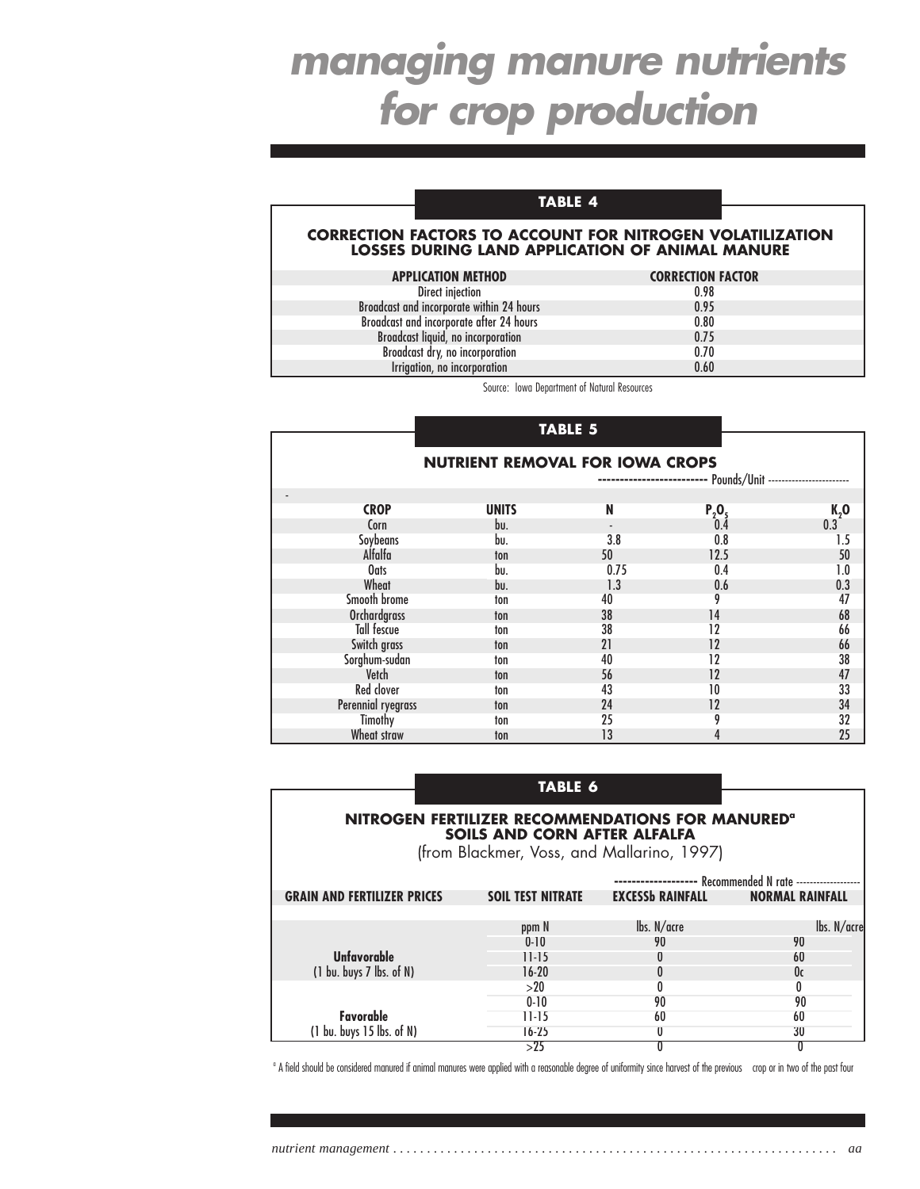# managing manure nutrients for crop production

## TABLE 4

### CORRECTION FACTORS TO ACCOUNT FOR NITROGEN VOLATILIZATION LOSSES DURING LAND APPLICATION OF ANIMAL MANURE

| APPLICATION METHOD | CORRECTION FACTOR |
|---|---|
| Direct injection | 0.98 |
| Broadcast and incorporate within 24 hours | 0.95 |
| Broadcast and incorporate after 24 hours | 0.80 |
| Broadcast liquid, no incorporation | 0.75 |
| Broadcast dry, no incorporation | 0.70 |
| Irrigation, no incorporation | 0.60 |

Source: Iowa Department of Natural Resources

## TABLE 5

### NUTRIENT REMOVAL FOR IOWA CROPS

| | | ------------------------ Pounds/Unit | ----------------------- | |
|---|---|---|---|---|
| **CROP** | **UNITS** | **N** | **$P_2O_5$** | **$K_2O$** |
| Corn | bu. | - | 0.4 | 0.3 |
| Soybeans | bu. | 3.8 | 0.8 | 1.5 |
| Alfalfa | ton | 50 | 12.5 | 50 |
| Oats | bu. | 0.75 | 0.4 | 1.0 |
| Wheat | bu. | 1.3 | 0.6 | 0.3 |
| Smooth brome | ton | 40 | 9 | 47 |
| Orchardgrass | ton | 38 | 14 | 68 |
| Tall fescue | ton | 38 | 12 | 66 |
| Switch grass | ton | 21 | 12 | 66 |
| Sorghum-sudan | ton | 40 | 12 | 38 |
| Vetch | ton | 56 | 12 | 47 |
| Red clover | ton | 43 | 10 | 33 |
| Perennial ryegrass | ton | 24 | 12 | 34 |
| Timothy | ton | 25 | 9 | 32 |
| Wheat straw | ton | 13 | 4 | 25 |

## TABLE 6

### NITROGEN FERTILIZER RECOMMENDATIONS FOR MANURED[a] SOILS AND CORN AFTER ALFALFA

(from Blackmer, Voss, and Mallarino, 1997)

| | | ------------------ Recommended N rate | ------------------ |
|---|---|---|---|
| **GRAIN AND FERTILIZER PRICES** | **SOIL TEST NITRATE** | **EXCESSb RAINFALL** | **NORMAL RAINFALL** |
| | ppm N | lbs. N/acre | lbs. N/acre |
| | 0-10 | 90 | 90 |
| **Unfavorable** | 11-15 | 0 | 60 |
| (1 bu. buys 7 lbs. of N) | 16-20 | 0 | 0c |
| | >20 | 0 | 0 |
| | 0-10 | 90 | 90 |
| **Favorable** | 11-15 | 60 | 60 |
| (1 bu. buys 15 lbs. of N) | 16-25 | 0 | 30 |
| | >25 | 0 | 0 |

[a] A field should be considered manured if animal manures were applied with a reasonable degree of uniformity since harvest of the previous crop or in two of the past four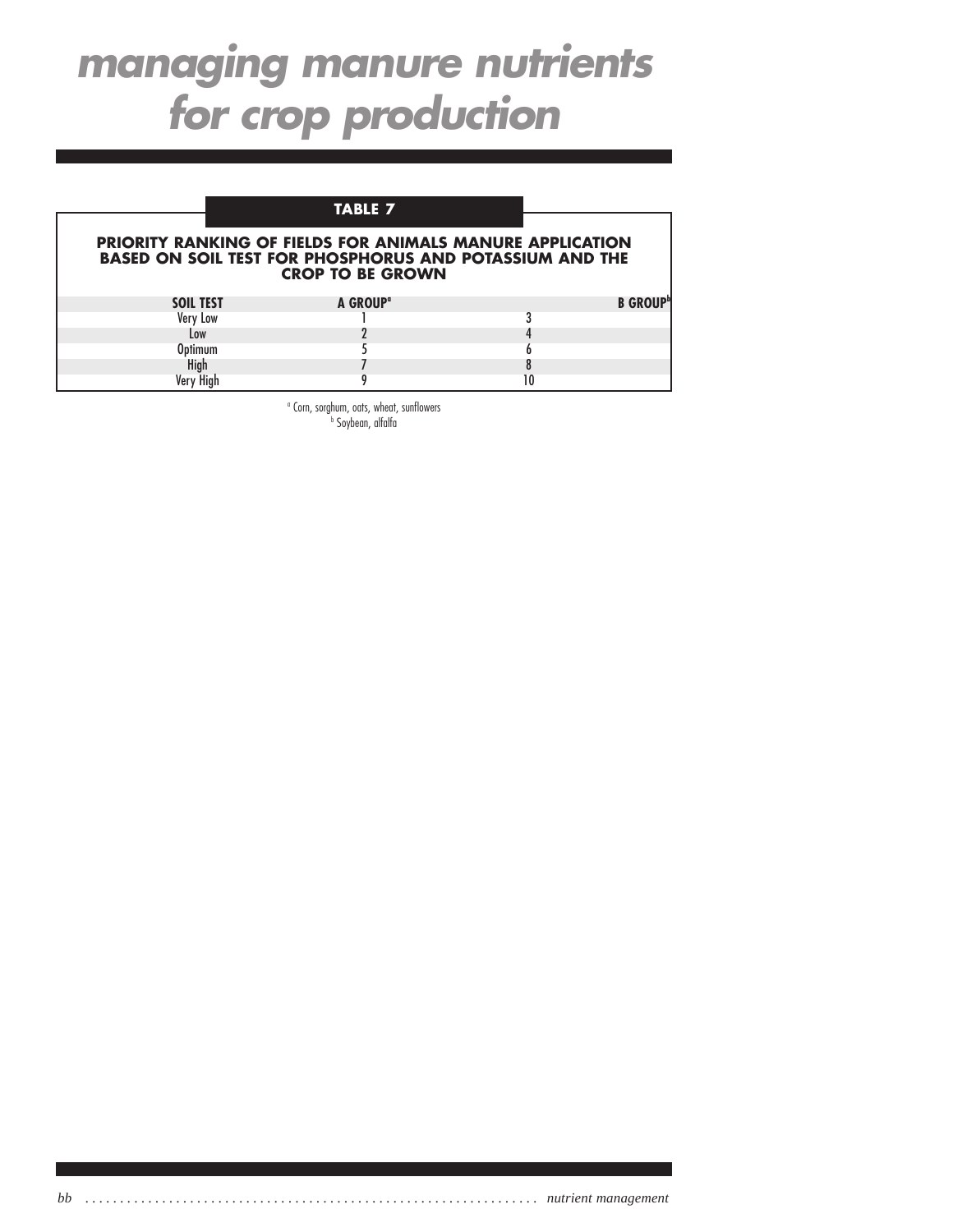# managing manure nutrients for crop production

**TABLE 7**

**PRIORITY RANKING OF FIELDS FOR ANIMALS MANURE APPLICATION BASED ON SOIL TEST FOR PHOSPHORUS AND POTASSIUM AND THE CROP TO BE GROWN**

| SOIL TEST | A GROUP[a] | B GROUP[b] |
|---|---|---|
| Very Low | 1 | 3 |
| Low | 2 | 4 |
| Optimum | 5 | 6 |
| High | 7 | 8 |
| Very High | 9 | 10 |

[a] Corn, sorghum, oats, wheat, sunflowers
[b] Soybean, alfalfa